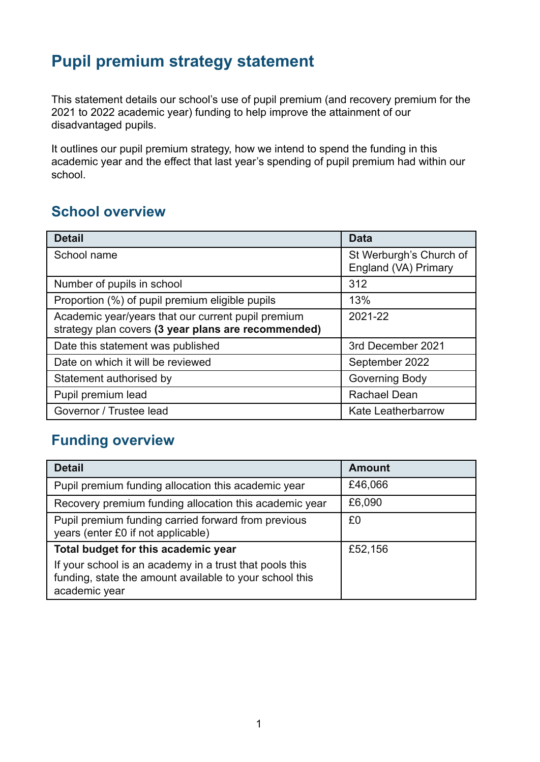# Pupil premium strategy statement

This statement details our school's use of pupil premium (and recovery premium for the 2021 to 2022 academic year) funding to help improve the attainment of our disadvantaged pupils.

It outlines our pupil premium strategy, how we intend to spend the funding in this academic year and the effect that last year's spending of pupil premium had within our school.

## School overview

| Detail | Data |
| --- | --- |
| School name | St Werburgh's Church of England (VA) Primary |
| Number of pupils in school | 312 |
| Proportion (%) of pupil premium eligible pupils | 13% |
| Academic year/years that our current pupil premium strategy plan covers **(3 year plans are recommended)** | 2021-22 |
| Date this statement was published | 3rd December 2021 |
| Date on which it will be reviewed | September 2022 |
| Statement authorised by | Governing Body |
| Pupil premium lead | Rachael Dean |
| Governor / Trustee lead | Kate Leatherbarrow |

## Funding overview

| Detail | Amount |
| --- | --- |
| Pupil premium funding allocation this academic year | £46,066 |
| Recovery premium funding allocation this academic year | £6,090 |
| Pupil premium funding carried forward from previous years (enter £0 if not applicable) | £0 |
| **Total budget for this academic year**<br>If your school is an academy in a trust that pools this funding, state the amount available to your school this academic year | £52,156 |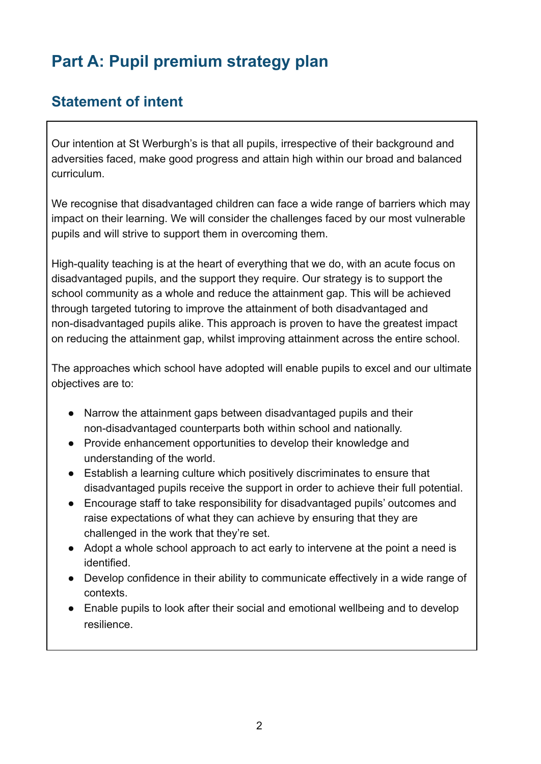# Part A: Pupil premium strategy plan

## Statement of intent

Our intention at St Werburgh's is that all pupils, irrespective of their background and adversities faced, make good progress and attain high within our broad and balanced curriculum.

We recognise that disadvantaged children can face a wide range of barriers which may impact on their learning. We will consider the challenges faced by our most vulnerable pupils and will strive to support them in overcoming them.

High-quality teaching is at the heart of everything that we do, with an acute focus on disadvantaged pupils, and the support they require. Our strategy is to support the school community as a whole and reduce the attainment gap. This will be achieved through targeted tutoring to improve the attainment of both disadvantaged and non-disadvantaged pupils alike. This approach is proven to have the greatest impact on reducing the attainment gap, whilst improving attainment across the entire school.

The approaches which school have adopted will enable pupils to excel and our ultimate objectives are to:

- Narrow the attainment gaps between disadvantaged pupils and their non-disadvantaged counterparts both within school and nationally.
- Provide enhancement opportunities to develop their knowledge and understanding of the world.
- Establish a learning culture which positively discriminates to ensure that disadvantaged pupils receive the support in order to achieve their full potential.
- Encourage staff to take responsibility for disadvantaged pupils' outcomes and raise expectations of what they can achieve by ensuring that they are challenged in the work that they're set.
- Adopt a whole school approach to act early to intervene at the point a need is identified.
- Develop confidence in their ability to communicate effectively in a wide range of contexts.
- Enable pupils to look after their social and emotional wellbeing and to develop resilience.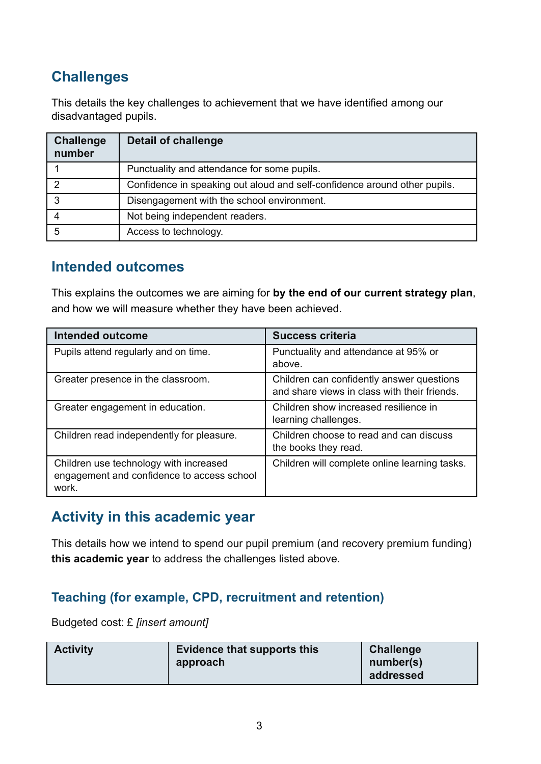## Challenges

This details the key challenges to achievement that we have identified among our disadvantaged pupils.

| Challenge number | Detail of challenge |
|---|---|
| 1 | Punctuality and attendance for some pupils. |
| 2 | Confidence in speaking out aloud and self-confidence around other pupils. |
| 3 | Disengagement with the school environment. |
| 4 | Not being independent readers. |
| 5 | Access to technology. |

## Intended outcomes

This explains the outcomes we are aiming for **by the end of our current strategy plan**, and how we will measure whether they have been achieved.

| Intended outcome | Success criteria |
|---|---|
| Pupils attend regularly and on time. | Punctuality and attendance at 95% or above. |
| Greater presence in the classroom. | Children can confidently answer questions and share views in class with their friends. |
| Greater engagement in education. | Children show increased resilience in learning challenges. |
| Children read independently for pleasure. | Children choose to read and can discuss the books they read. |
| Children use technology with increased engagement and confidence to access school work. | Children will complete online learning tasks. |

## Activity in this academic year

This details how we intend to spend our pupil premium (and recovery premium funding) **this academic year** to address the challenges listed above.

### Teaching (for example, CPD, recruitment and retention)

Budgeted cost: £ *[insert amount]*

| Activity | Evidence that supports this approach | Challenge number(s) addressed |
|---|---|---|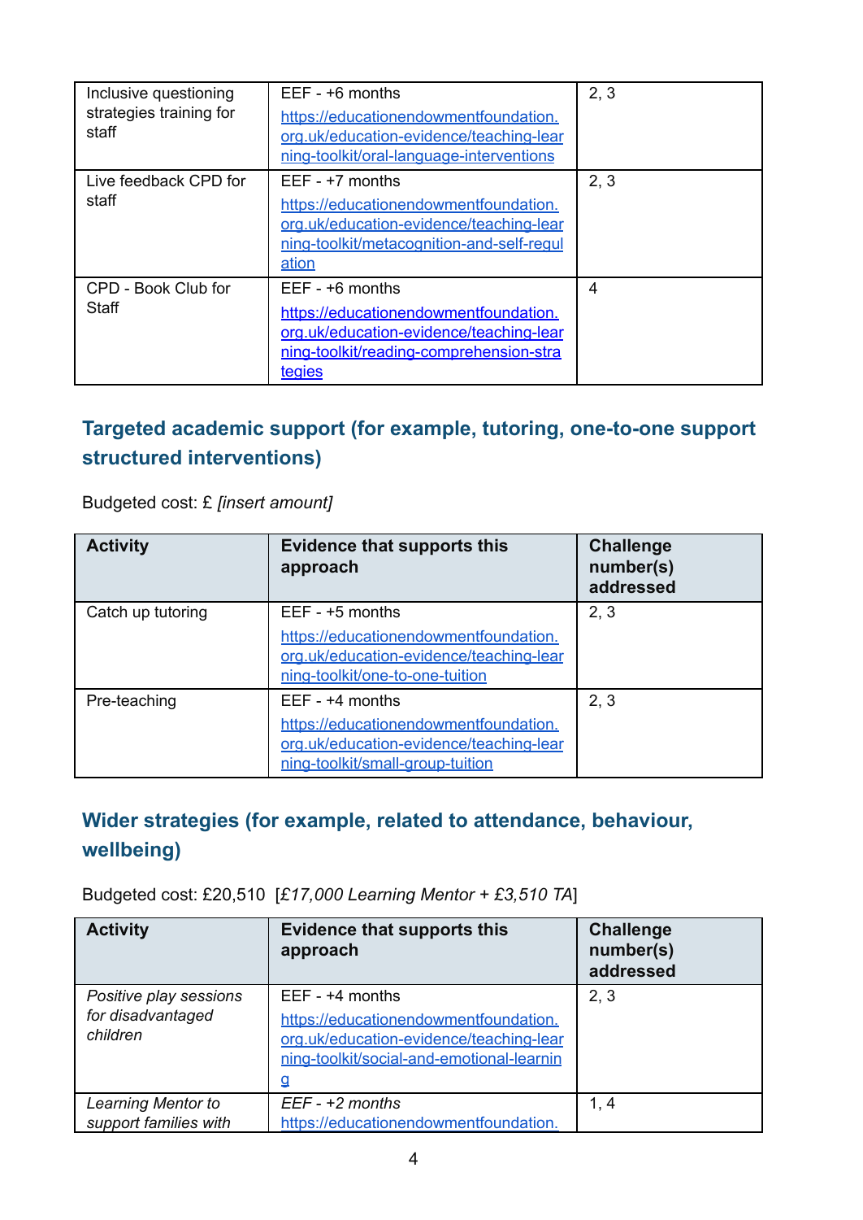| Inclusive questioning strategies training for staff | EEF - +6 months<br>https://educationendowmentfoundation.org.uk/education-evidence/teaching-learning-toolkit/oral-language-interventions | 2, 3 |
|---|---|---|
| Live feedback CPD for staff | EEF - +7 months<br>https://educationendowmentfoundation.org.uk/education-evidence/teaching-learning-toolkit/metacognition-and-self-regulation | 2, 3 |
| CPD - Book Club for Staff | EEF - +6 months<br>https://educationendowmentfoundation.org.uk/education-evidence/teaching-learning-toolkit/reading-comprehension-strategies | 4 |

## Targeted academic support (for example, tutoring, one-to-one support structured interventions)

Budgeted cost: £ *[insert amount]*

| Activity | Evidence that supports this approach | Challenge number(s) addressed |
|---|---|---|
| Catch up tutoring | EEF - +5 months<br>https://educationendowmentfoundation.org.uk/education-evidence/teaching-learning-toolkit/one-to-one-tuition | 2, 3 |
| Pre-teaching | EEF - +4 months<br>https://educationendowmentfoundation.org.uk/education-evidence/teaching-learning-toolkit/small-group-tuition | 2, 3 |

## Wider strategies (for example, related to attendance, behaviour, wellbeing)

Budgeted cost: £20,510 [*£17,000 Learning Mentor + £3,510 TA*]

| Activity | Evidence that supports this approach | Challenge number(s) addressed |
|---|---|---|
| *Positive play sessions for disadvantaged children* | EEF - +4 months<br>https://educationendowmentfoundation.org.uk/education-evidence/teaching-learning-toolkit/social-and-emotional-learning | 2, 3 |
| *Learning Mentor to support families with* | *EEF - +2 months*<br>https://educationendowmentfoundation. | 1, 4 |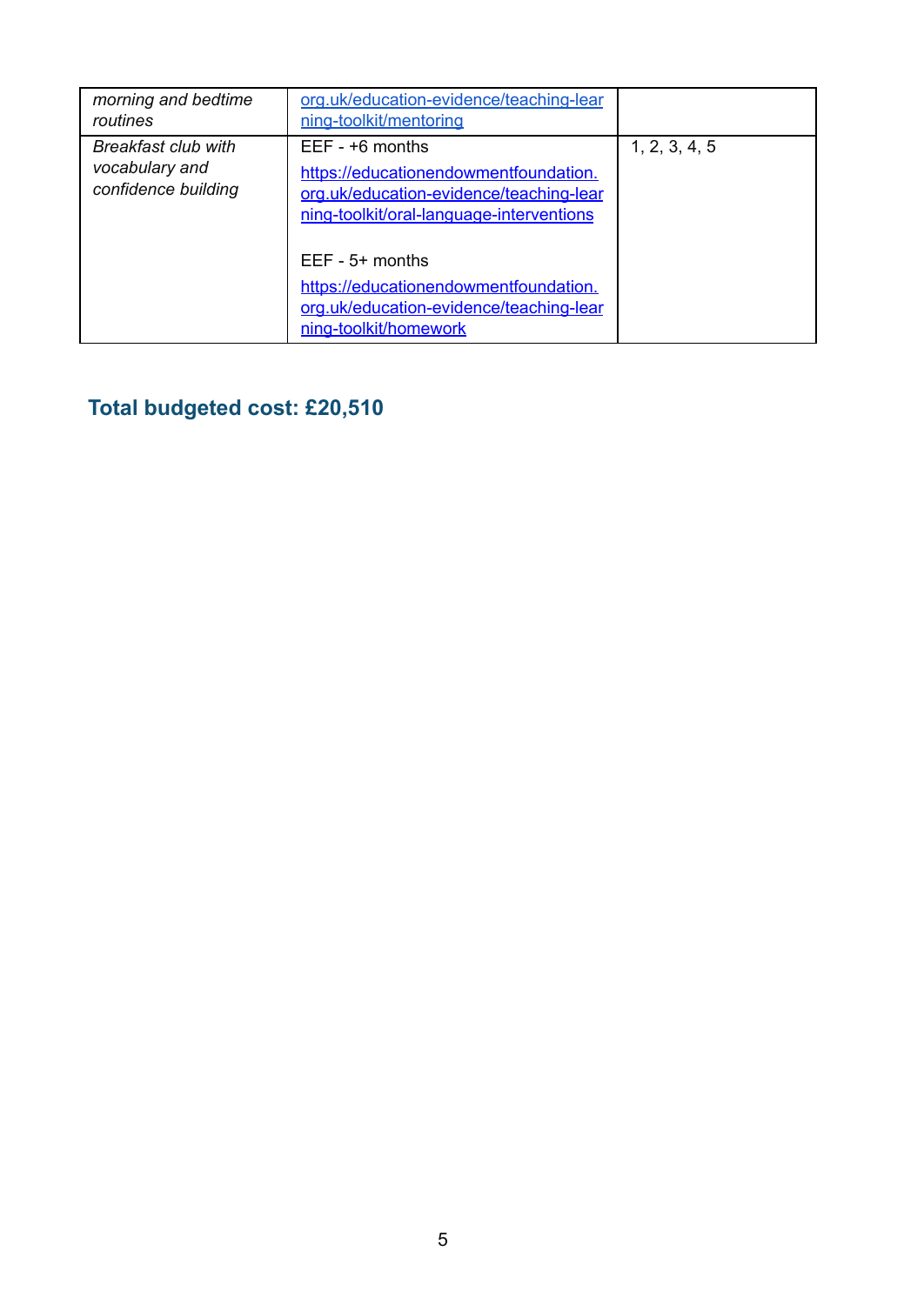| | | |
|---|---|---|
| *morning and bedtime routines* | [org.uk/education-evidence/teaching-learning-toolkit/mentoring](https://educationendowmentfoundation.org.uk/education-evidence/teaching-learning-toolkit/mentoring) | |
| *Breakfast club with vocabulary and confidence building* | EEF - +6 months<br>[https://educationendowmentfoundation.org.uk/education-evidence/teaching-learning-toolkit/oral-language-interventions](https://educationendowmentfoundation.org.uk/education-evidence/teaching-learning-toolkit/oral-language-interventions)<br><br>EEF - 5+ months<br>[https://educationendowmentfoundation.org.uk/education-evidence/teaching-learning-toolkit/homework](https://educationendowmentfoundation.org.uk/education-evidence/teaching-learning-toolkit/homework) | 1, 2, 3, 4, 5 |

## Total budgeted cost: £20,510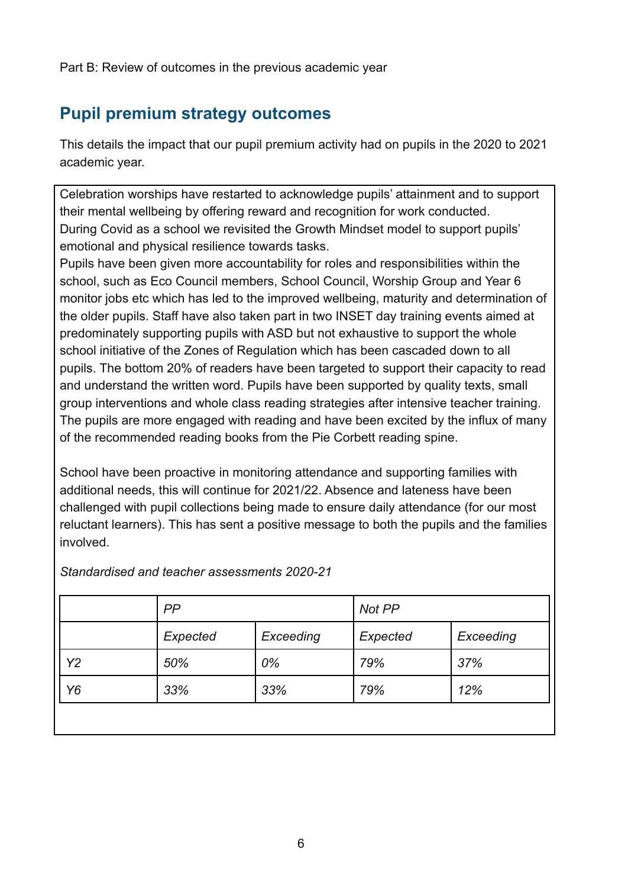Part B: Review of outcomes in the previous academic year

## Pupil premium strategy outcomes

This details the impact that our pupil premium activity had on pupils in the 2020 to 2021 academic year.

Celebration worships have restarted to acknowledge pupils' attainment and to support their mental wellbeing by offering reward and recognition for work conducted. During Covid as a school we revisited the Growth Mindset model to support pupils' emotional and physical resilience towards tasks.
Pupils have been given more accountability for roles and responsibilities within the school, such as Eco Council members, School Council, Worship Group and Year 6 monitor jobs etc which has led to the improved wellbeing, maturity and determination of the older pupils. Staff have also taken part in two INSET day training events aimed at predominately supporting pupils with ASD but not exhaustive to support the whole school initiative of the Zones of Regulation which has been cascaded down to all pupils. The bottom 20% of readers have been targeted to support their capacity to read and understand the written word. Pupils have been supported by quality texts, small group interventions and whole class reading strategies after intensive teacher training. The pupils are more engaged with reading and have been excited by the influx of many of the recommended reading books from the Pie Corbett reading spine.

School have been proactive in monitoring attendance and supporting families with additional needs, this will continue for 2021/22. Absence and lateness have been challenged with pupil collections being made to ensure daily attendance (for our most reluctant learners). This has sent a positive message to both the pupils and the families involved.

*Standardised and teacher assessments 2020-21*

| | *PP* | | *Not PP* | |
|---|---|---|---|---|
| | *Expected* | *Exceeding* | *Expected* | *Exceeding* |
| *Y2* | *50%* | *0%* | *79%* | *37%* |
| *Y6* | *33%* | *33%* | *79%* | *12%* |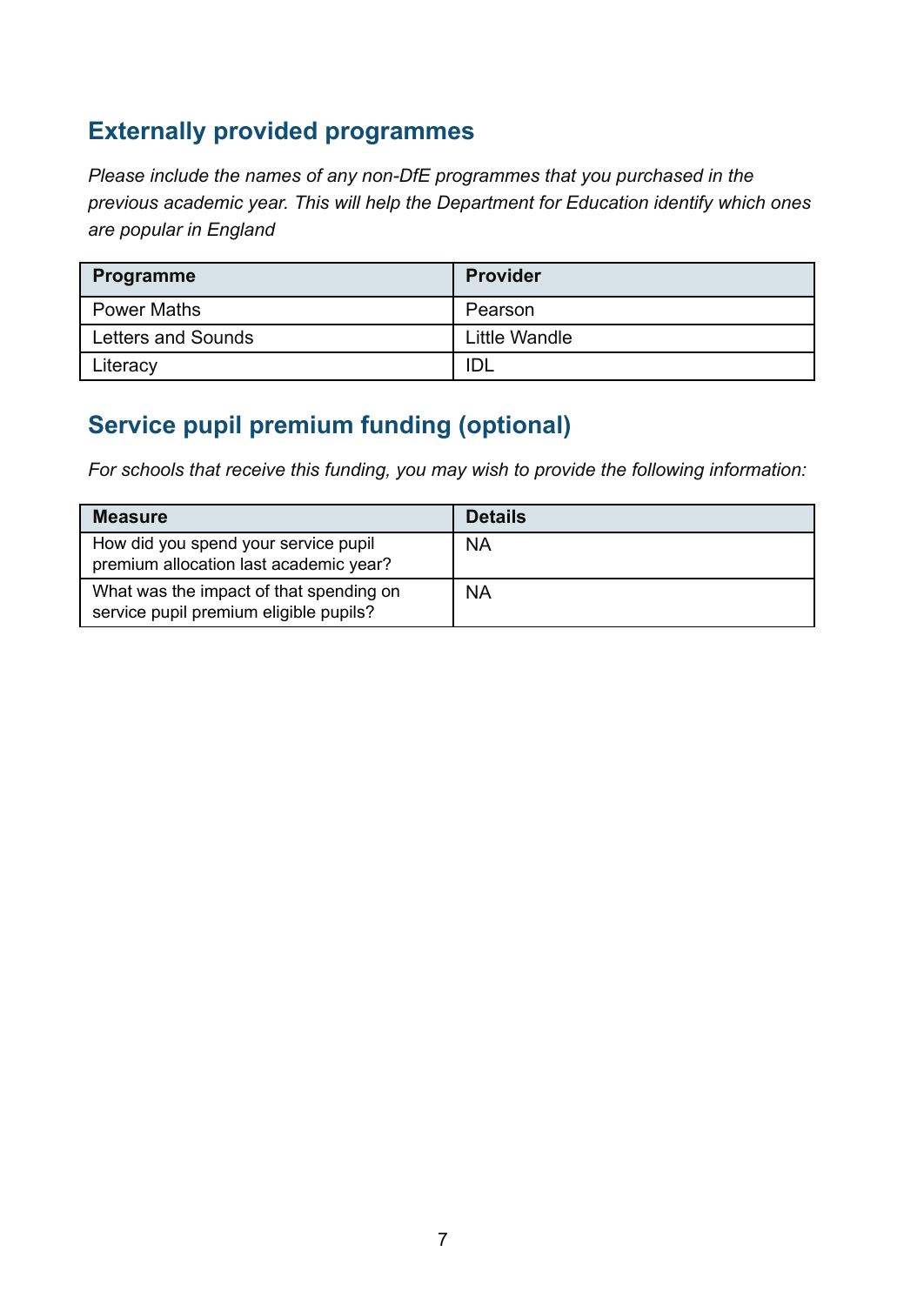## Externally provided programmes

*Please include the names of any non-DfE programmes that you purchased in the previous academic year. This will help the Department for Education identify which ones are popular in England*

| Programme | Provider |
|---|---|
| Power Maths | Pearson |
| Letters and Sounds | Little Wandle |
| Literacy | IDL |

## Service pupil premium funding (optional)

*For schools that receive this funding, you may wish to provide the following information:*

| Measure | Details |
|---|---|
| How did you spend your service pupil premium allocation last academic year? | NA |
| What was the impact of that spending on service pupil premium eligible pupils? | NA |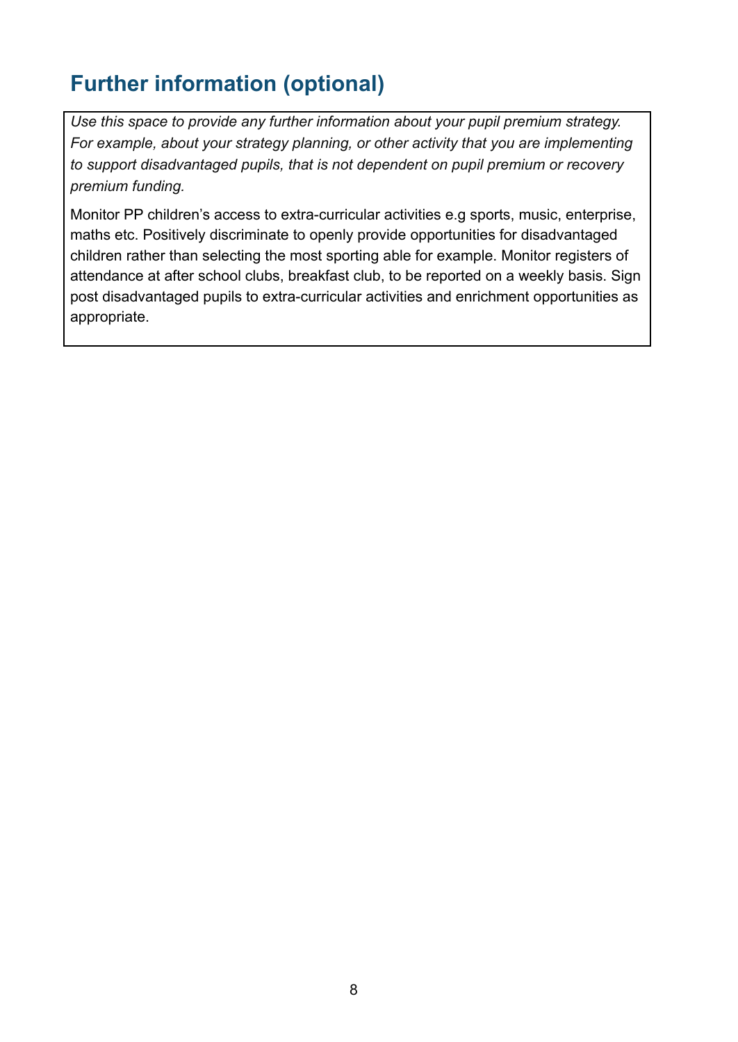## Further information (optional)

*Use this space to provide any further information about your pupil premium strategy. For example, about your strategy planning, or other activity that you are implementing to support disadvantaged pupils, that is not dependent on pupil premium or recovery premium funding.*

Monitor PP children's access to extra-curricular activities e.g sports, music, enterprise, maths etc. Positively discriminate to openly provide opportunities for disadvantaged children rather than selecting the most sporting able for example. Monitor registers of attendance at after school clubs, breakfast club, to be reported on a weekly basis. Sign post disadvantaged pupils to extra-curricular activities and enrichment opportunities as appropriate.